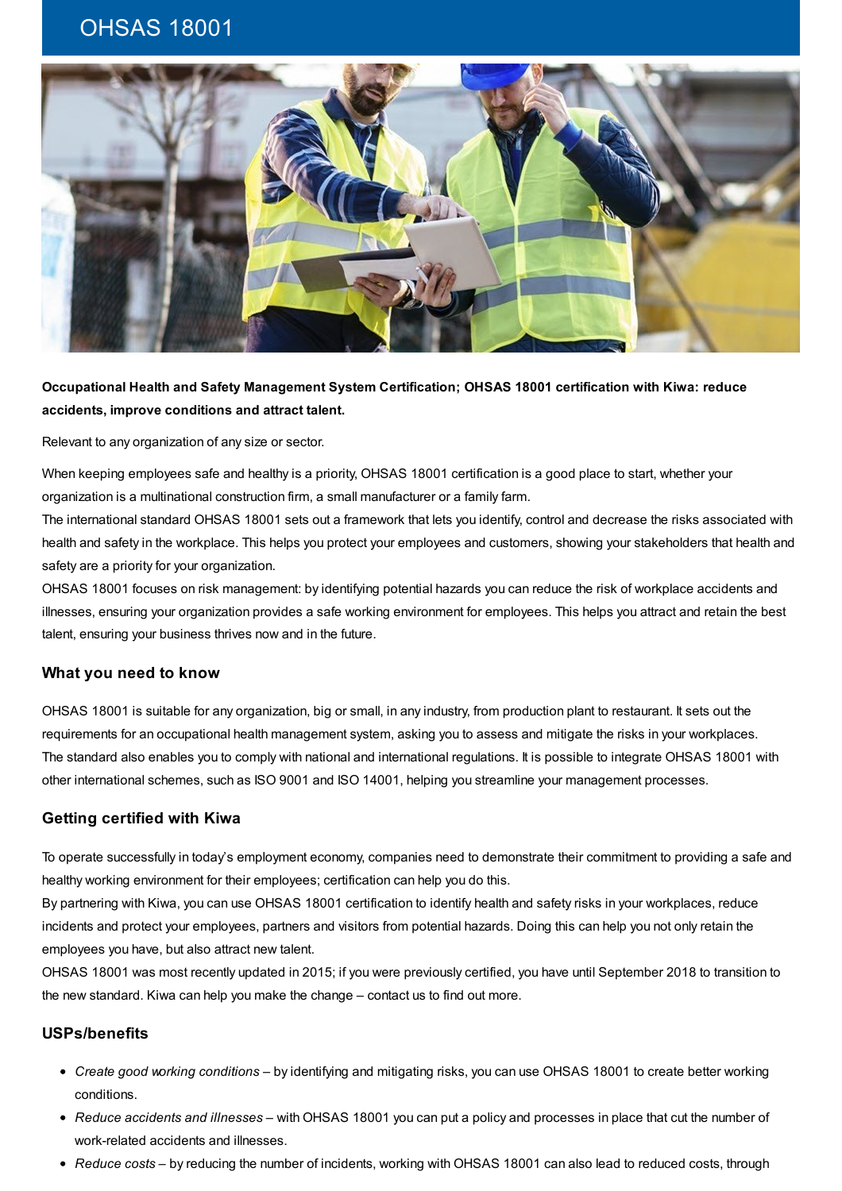# OHSAS 18001

**Occupational Health and Safety Management System Certification; OHSAS 18001 certification with Kiwa: reduce accidents, improve conditions and attract talent.**

Relevant to any organization of any size or sector.

When keeping employees safe and healthy is a priority, OHSAS 18001 certification is a good place to start, whether your organization is a multinational construction firm, a small manufacturer or a family farm.

The international standard OHSAS 18001 sets out a framework that lets you identify, control and decrease the risks associated with health and safety in the workplace. This helps you protect your employees and customers, showing your stakeholders that health and safety are a priority for your organization.

OHSAS 18001 focuses on risk management: by identifying potential hazards you can reduce the risk of workplace accidents and illnesses, ensuring your organization provides a safe working environment for employees. This helps you attract and retain the best talent, ensuring your business thrives now and in the future.

## What you need to know

OHSAS 18001 is suitable for any organization, big or small, in any industry, from production plant to restaurant. It sets out the requirements for an occupational health management system, asking you to assess and mitigate the risks in your workplaces. The standard also enables you to comply with national and international regulations. It is possible to integrate OHSAS 18001 with other international schemes, such as ISO 9001 and ISO 14001, helping you streamline your management processes.

## Getting certified with Kiwa

To operate successfully in today's employment economy, companies need to demonstrate their commitment to providing a safe and healthy working environment for their employees; certification can help you do this.

By partnering with Kiwa, you can use OHSAS 18001 certification to identify health and safety risks in your workplaces, reduce incidents and protect your employees, partners and visitors from potential hazards. Doing this can help you not only retain the employees you have, but also attract new talent.

OHSAS 18001 was most recently updated in 2015; if you were previously certified, you have until September 2018 to transition to the new standard. Kiwa can help you make the change – contact us to find out more.

## USPs/benefits

- *Create good working conditions* – by identifying and mitigating risks, you can use OHSAS 18001 to create better working conditions.
- *Reduce accidents and illnesses* – with OHSAS 18001 you can put a policy and processes in place that cut the number of work-related accidents and illnesses.
- *Reduce costs* – by reducing the number of incidents, working with OHSAS 18001 can also lead to reduced costs, through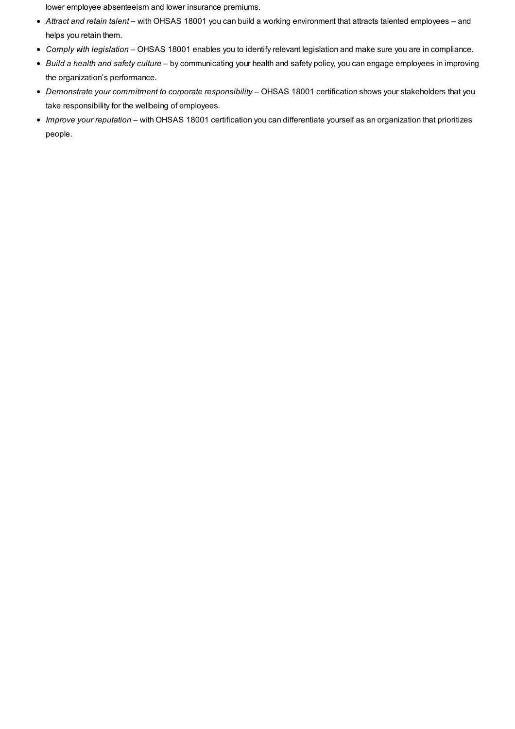lower employee absenteeism and lower insurance premiums.

- *Attract and retain talent* – with OHSAS 18001 you can build a working environment that attracts talented employees – and helps you retain them.
- *Comply with legislation* – OHSAS 18001 enables you to identify relevant legislation and make sure you are in compliance.
- *Build a health and safety culture* – by communicating your health and safety policy, you can engage employees in improving the organization's performance.
- *Demonstrate your commitment to corporate responsibility* – OHSAS 18001 certification shows your stakeholders that you take responsibility for the wellbeing of employees.
- *Improve your reputation* – with OHSAS 18001 certification you can differentiate yourself as an organization that prioritizes people.